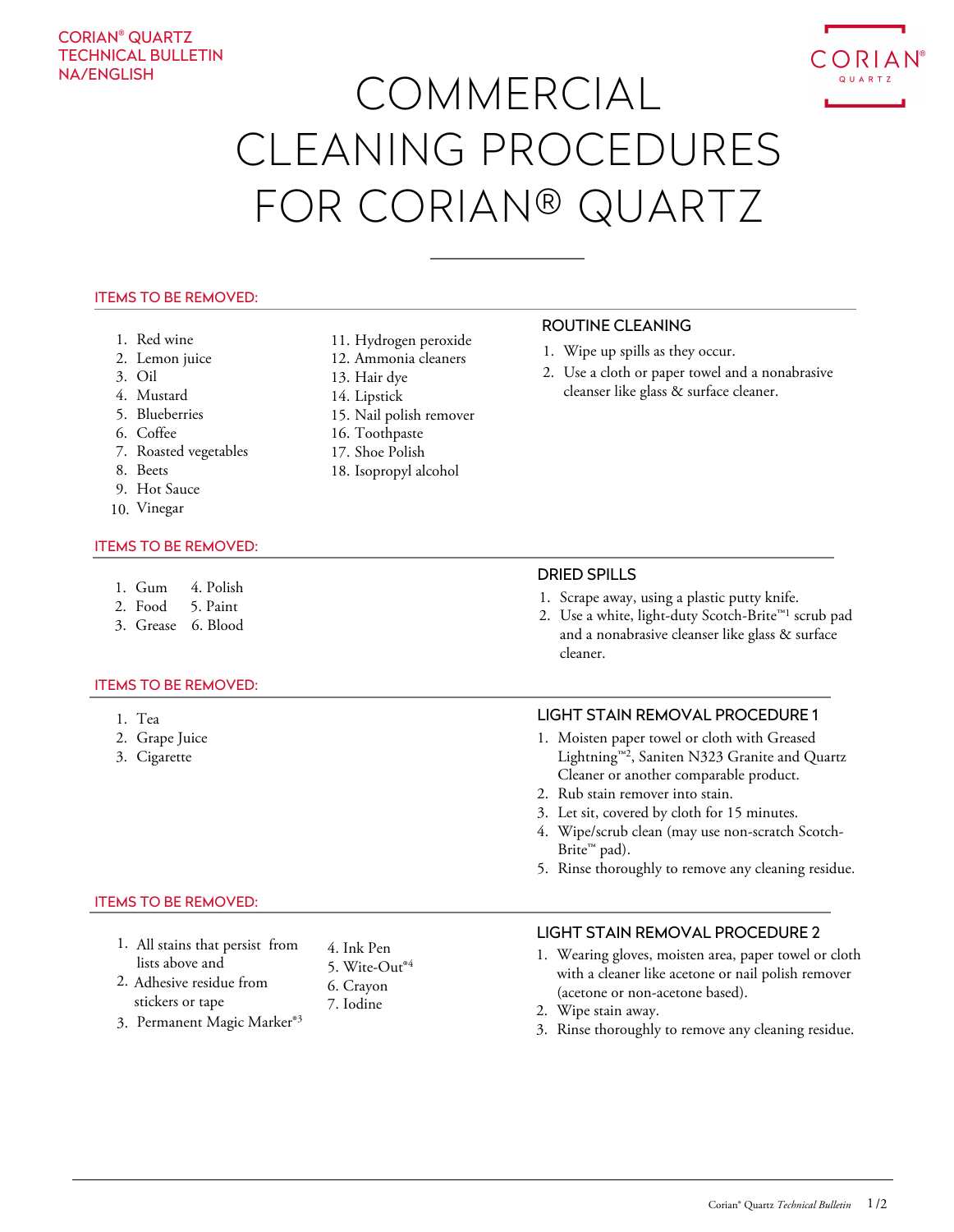CORIAN® QUARTZ
TECHNICAL BULLETIN
NA/ENGLISH

# COMMERCIAL CLEANING PROCEDURES FOR CORIAN® QUARTZ

## ITEMS TO BE REMOVED:

1. Red wine
2. Lemon juice
3. Oil
4. Mustard
5. Blueberries
6. Coffee
7. Roasted vegetables
8. Beets
9. Hot Sauce
10. Vinegar
11. Hydrogen peroxide
12. Ammonia cleaners
13. Hair dye
14. Lipstick
15. Nail polish remover
16. Toothpaste
17. Shoe Polish
18. Isopropyl alcohol

### ROUTINE CLEANING

1. Wipe up spills as they occur.
2. Use a cloth or paper towel and a nonabrasive cleanser like glass & surface cleaner.

## ITEMS TO BE REMOVED:

1. Gum
2. Food
3. Grease
4. Polish
5. Paint
6. Blood

### DRIED SPILLS

1. Scrape away, using a plastic putty knife.
2. Use a white, light-duty Scotch-Brite™[1] scrub pad and a nonabrasive cleanser like glass & surface cleaner.

## ITEMS TO BE REMOVED:

1. Tea
2. Grape Juice
3. Cigarette

### LIGHT STAIN REMOVAL PROCEDURE 1

1. Moisten paper towel or cloth with Greased Lightning™[2], Saniten N323 Granite and Quartz Cleaner or another comparable product.
2. Rub stain remover into stain.
3. Let sit, covered by cloth for 15 minutes.
4. Wipe/scrub clean (may use non-scratch Scotch-Brite™ pad).
5. Rinse thoroughly to remove any cleaning residue.

## ITEMS TO BE REMOVED:

1. All stains that persist from lists above and
2. Adhesive residue from stickers or tape
3. Permanent Magic Marker®[3]
4. Ink Pen
5. Wite-Out®[4]
6. Crayon
7. Iodine

### LIGHT STAIN REMOVAL PROCEDURE 2

1. Wearing gloves, moisten area, paper towel or cloth with a cleaner like acetone or nail polish remover (acetone or non-acetone based).
2. Wipe stain away.
3. Rinse thoroughly to remove any cleaning residue.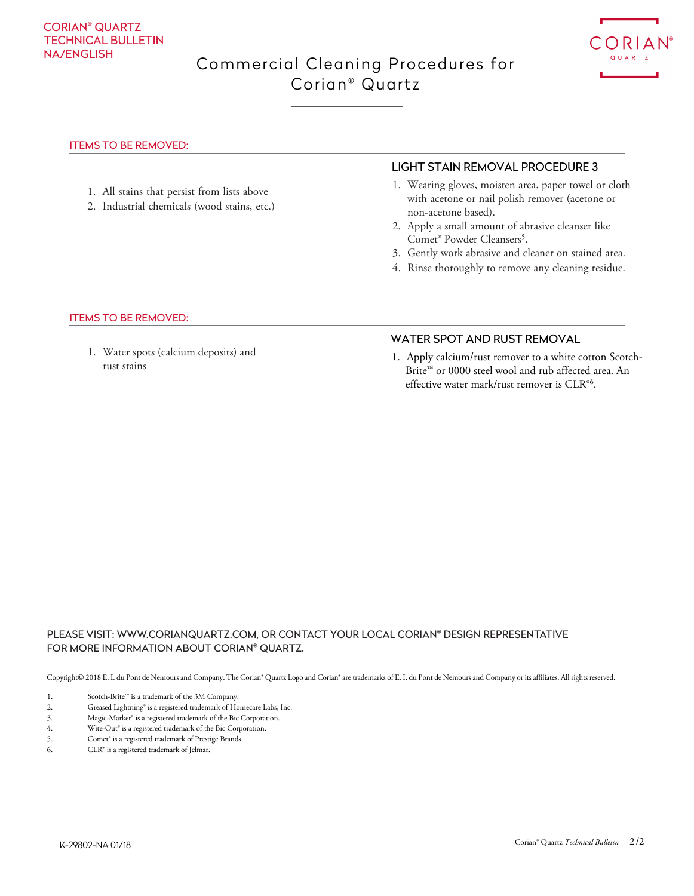## ITEMS TO BE REMOVED:

1. All stains that persist from lists above
2. Industrial chemicals (wood stains, etc.)

### LIGHT STAIN REMOVAL PROCEDURE 3

1. Wearing gloves, moisten area, paper towel or cloth with acetone or nail polish remover (acetone or non-acetone based).
2. Apply a small amount of abrasive cleanser like Comet® Powder Cleansers[5].
3. Gently work abrasive and cleaner on stained area.
4. Rinse thoroughly to remove any cleaning residue.

## ITEMS TO BE REMOVED:

1. Water spots (calcium deposits) and rust stains

### WATER SPOT AND RUST REMOVAL

1. Apply calcium/rust remover to a white cotton Scotch-Brite™ or 0000 steel wool and rub affected area. An effective water mark/rust remover is CLR®[6].

**PLEASE VISIT: WWW.CORIANQUARTZ.COM, OR CONTACT YOUR LOCAL CORIAN® DESIGN REPRESENTATIVE FOR MORE INFORMATION ABOUT CORIAN® QUARTZ.**

Copyright© 2018 E. I. du Pont de Nemours and Company. The Corian® Quartz Logo and Corian® are trademarks of E. I. du Pont de Nemours and Company or its affiliates. All rights reserved.

1. Scotch-Brite™ is a trademark of the 3M Company.
2. Greased Lightning® is a registered trademark of Homecare Labs, Inc.
3. Magic-Marker® is a registered trademark of the Bic Corporation.
4. Wite-Out® is a registered trademark of the Bic Corporation.
5. Comet® is a registered trademark of Prestige Brands.
6. CLR® is a registered trademark of Jelmar.

K-29802-NA 01/18